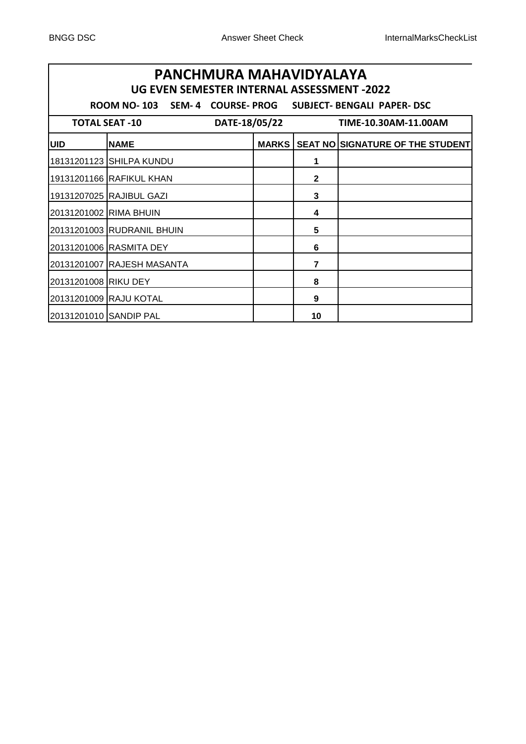# PANCHMURA MAHAVIDYALAYA

## UG EVEN SEMESTER INTERNAL ASSESSMENT -2022

**ROOM NO- 103 SEM- 4 COURSE- PROG SUBJECT- BENGALI PAPER- DSC**

**TOTAL SEAT -10 DATE-18/05/22 TIME-10.30AM-11.00AM**

| UID | NAME | MARKS | SEAT NO | SIGNATURE OF THE STUDENT |
|---|---|---|---|---|
| 18131201123 | SHILPA KUNDU | | 1 | |
| 19131201166 | RAFIKUL KHAN | | 2 | |
| 19131207025 | RAJIBUL GAZI | | 3 | |
| 20131201002 | RIMA BHUIN | | 4 | |
| 20131201003 | RUDRANIL BHUIN | | 5 | |
| 20131201006 | RASMITA DEY | | 6 | |
| 20131201007 | RAJESH MASANTA | | 7 | |
| 20131201008 | RIKU DEY | | 8 | |
| 20131201009 | RAJU KOTAL | | 9 | |
| 20131201010 | SANDIP PAL | | 10 | |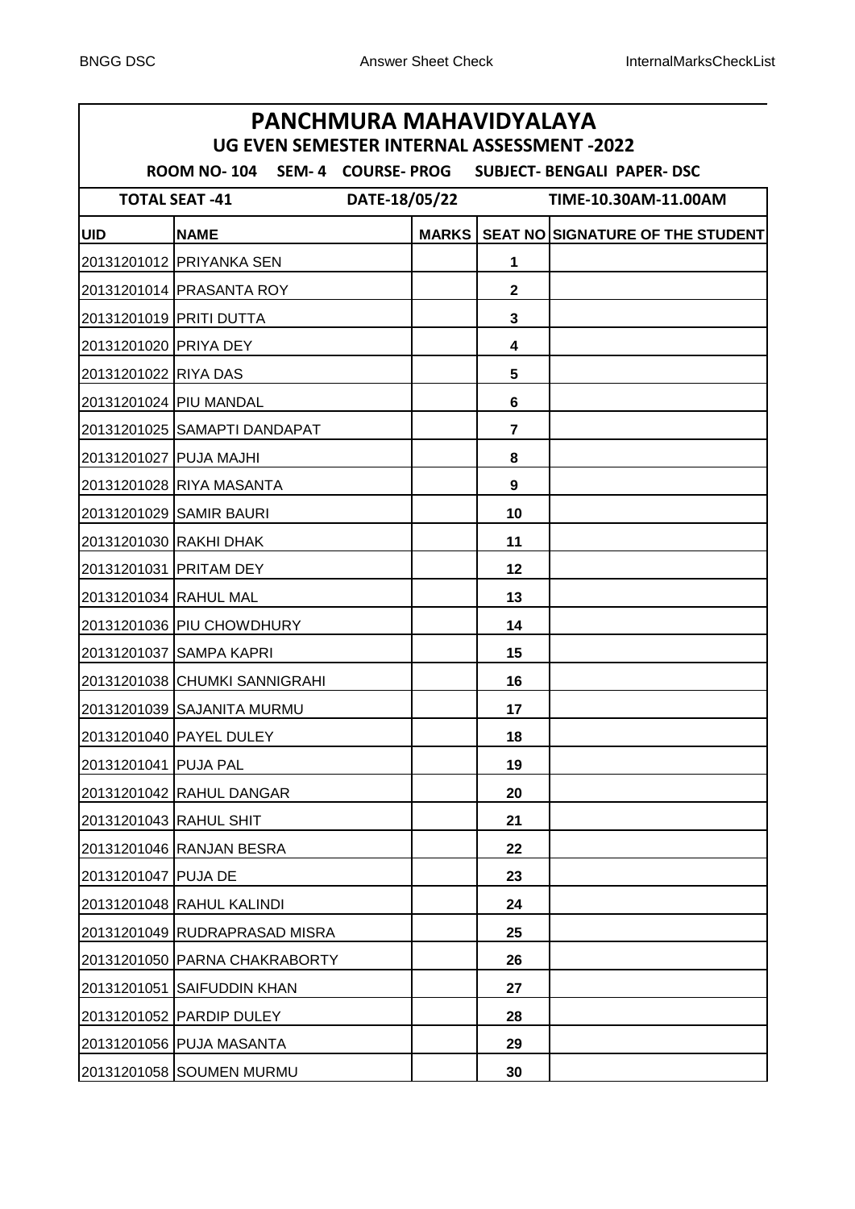# PANCHMURA MAHAVIDYALAYA

## UG EVEN SEMESTER INTERNAL ASSESSMENT -2022

**ROOM NO- 104 SEM- 4 COURSE- PROG SUBJECT- BENGALI PAPER- DSC**

**TOTAL SEAT -41 DATE-18/05/22 TIME-10.30AM-11.00AM**

| UID | NAME | MARKS | SEAT NO | SIGNATURE OF THE STUDENT |
|---|---|---|---|---|
| 20131201012 | PRIYANKA SEN | | 1 | |
| 20131201014 | PRASANTA ROY | | 2 | |
| 20131201019 | PRITI DUTTA | | 3 | |
| 20131201020 | PRIYA DEY | | 4 | |
| 20131201022 | RIYA DAS | | 5 | |
| 20131201024 | PIU MANDAL | | 6 | |
| 20131201025 | SAMAPTI DANDAPAT | | 7 | |
| 20131201027 | PUJA MAJHI | | 8 | |
| 20131201028 | RIYA MASANTA | | 9 | |
| 20131201029 | SAMIR BAURI | | 10 | |
| 20131201030 | RAKHI DHAK | | 11 | |
| 20131201031 | PRITAM DEY | | 12 | |
| 20131201034 | RAHUL MAL | | 13 | |
| 20131201036 | PIU CHOWDHURY | | 14 | |
| 20131201037 | SAMPA KAPRI | | 15 | |
| 20131201038 | CHUMKI SANNIGRAHI | | 16 | |
| 20131201039 | SAJANITA MURMU | | 17 | |
| 20131201040 | PAYEL DULEY | | 18 | |
| 20131201041 | PUJA PAL | | 19 | |
| 20131201042 | RAHUL DANGAR | | 20 | |
| 20131201043 | RAHUL SHIT | | 21 | |
| 20131201046 | RANJAN BESRA | | 22 | |
| 20131201047 | PUJA DE | | 23 | |
| 20131201048 | RAHUL KALINDI | | 24 | |
| 20131201049 | RUDRAPRASAD MISRA | | 25 | |
| 20131201050 | PARNA CHAKRABORTY | | 26 | |
| 20131201051 | SAIFUDDIN KHAN | | 27 | |
| 20131201052 | PARDIP DULEY | | 28 | |
| 20131201056 | PUJA MASANTA | | 29 | |
| 20131201058 | SOUMEN MURMU | | 30 | |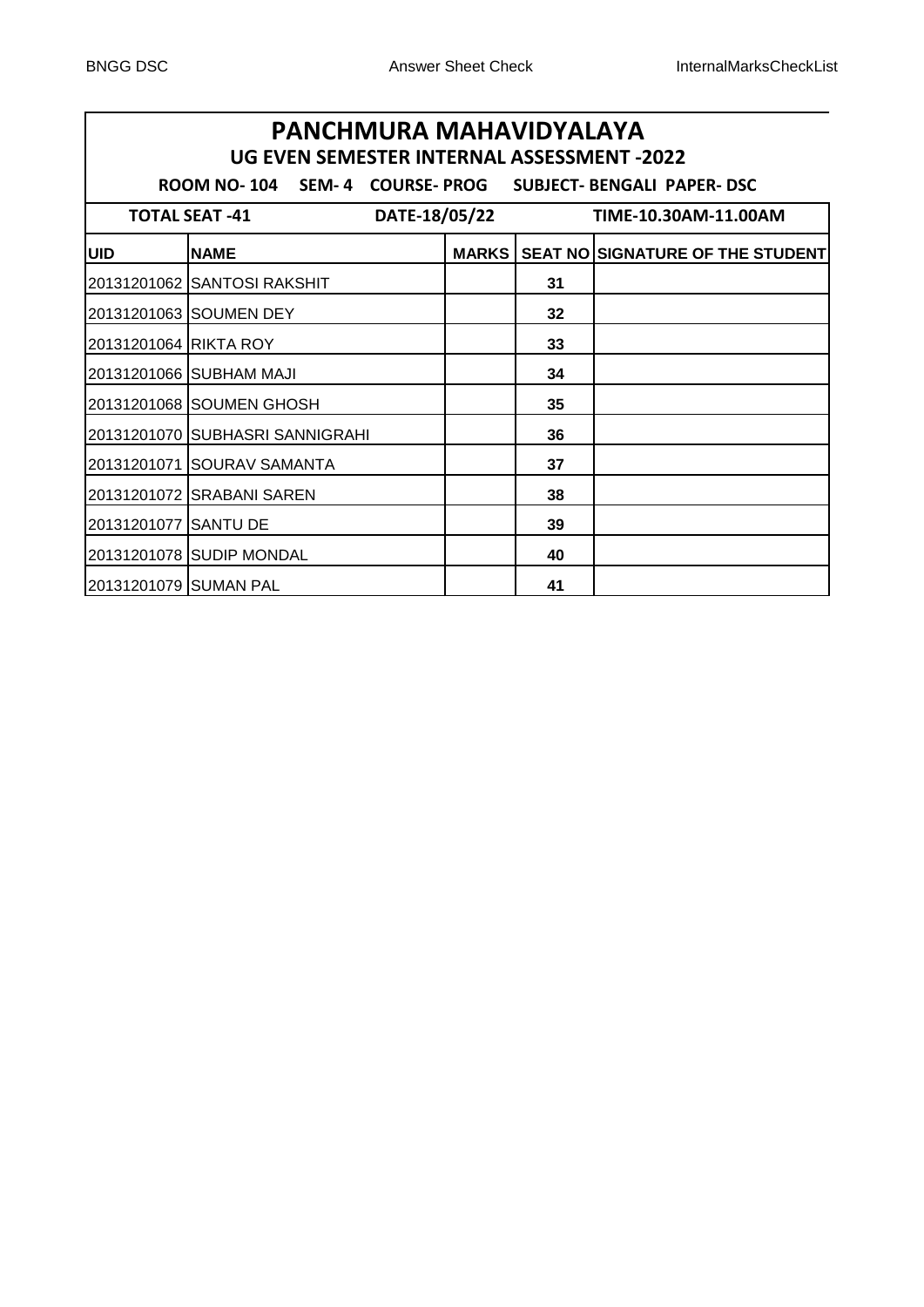# PANCHMURA MAHAVIDYALAYA

## UG EVEN SEMESTER INTERNAL ASSESSMENT -2022

**ROOM NO- 104 SEM- 4 COURSE- PROG SUBJECT- BENGALI PAPER- DSC**

**TOTAL SEAT -41 DATE-18/05/22 TIME-10.30AM-11.00AM**

| UID | NAME | MARKS | SEAT NO | SIGNATURE OF THE STUDENT |
|---|---|---|---|---|
| 20131201062 | SANTOSI RAKSHIT | | 31 | |
| 20131201063 | SOUMEN DEY | | 32 | |
| 20131201064 | RIKTA ROY | | 33 | |
| 20131201066 | SUBHAM MAJI | | 34 | |
| 20131201068 | SOUMEN GHOSH | | 35 | |
| 20131201070 | SUBHASRI SANNIGRAHI | | 36 | |
| 20131201071 | SOURAV SAMANTA | | 37 | |
| 20131201072 | SRABANI SAREN | | 38 | |
| 20131201077 | SANTU DE | | 39 | |
| 20131201078 | SUDIP MONDAL | | 40 | |
| 20131201079 | SUMAN PAL | | 41 | |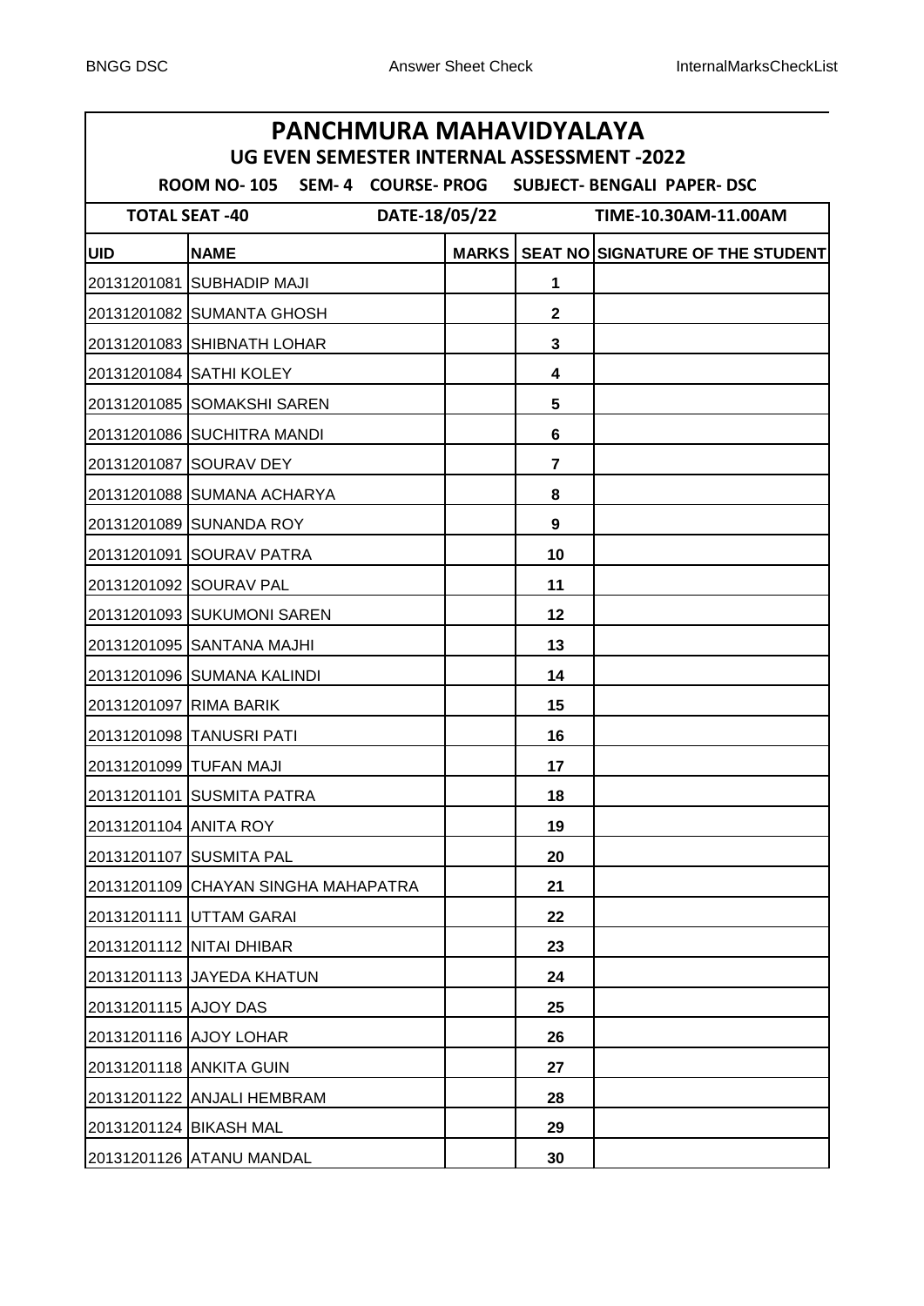# PANCHMURA MAHAVIDYALAYA

## UG EVEN SEMESTER INTERNAL ASSESSMENT -2022

**ROOM NO- 105 SEM- 4 COURSE- PROG SUBJECT- BENGALI PAPER- DSC**

**TOTAL SEAT -40 DATE-18/05/22 TIME-10.30AM-11.00AM**

| UID | NAME | MARKS | SEAT NO | SIGNATURE OF THE STUDENT |
|---|---|---|---|---|
| 20131201081 | SUBHADIP MAJI | | 1 | |
| 20131201082 | SUMANTA GHOSH | | 2 | |
| 20131201083 | SHIBNATH LOHAR | | 3 | |
| 20131201084 | SATHI KOLEY | | 4 | |
| 20131201085 | SOMAKSHI SAREN | | 5 | |
| 20131201086 | SUCHITRA MANDI | | 6 | |
| 20131201087 | SOURAV DEY | | 7 | |
| 20131201088 | SUMANA ACHARYA | | 8 | |
| 20131201089 | SUNANDA ROY | | 9 | |
| 20131201091 | SOURAV PATRA | | 10 | |
| 20131201092 | SOURAV PAL | | 11 | |
| 20131201093 | SUKUMONI SAREN | | 12 | |
| 20131201095 | SANTANA MAJHI | | 13 | |
| 20131201096 | SUMANA KALINDI | | 14 | |
| 20131201097 | RIMA BARIK | | 15 | |
| 20131201098 | TANUSRI PATI | | 16 | |
| 20131201099 | TUFAN MAJI | | 17 | |
| 20131201101 | SUSMITA PATRA | | 18 | |
| 20131201104 | ANITA ROY | | 19 | |
| 20131201107 | SUSMITA PAL | | 20 | |
| 20131201109 | CHAYAN SINGHA MAHAPATRA | | 21 | |
| 20131201111 | UTTAM GARAI | | 22 | |
| 20131201112 | NITAI DHIBAR | | 23 | |
| 20131201113 | JAYEDA KHATUN | | 24 | |
| 20131201115 | AJOY DAS | | 25 | |
| 20131201116 | AJOY LOHAR | | 26 | |
| 20131201118 | ANKITA GUIN | | 27 | |
| 20131201122 | ANJALI HEMBRAM | | 28 | |
| 20131201124 | BIKASH MAL | | 29 | |
| 20131201126 | ATANU MANDAL | | 30 | |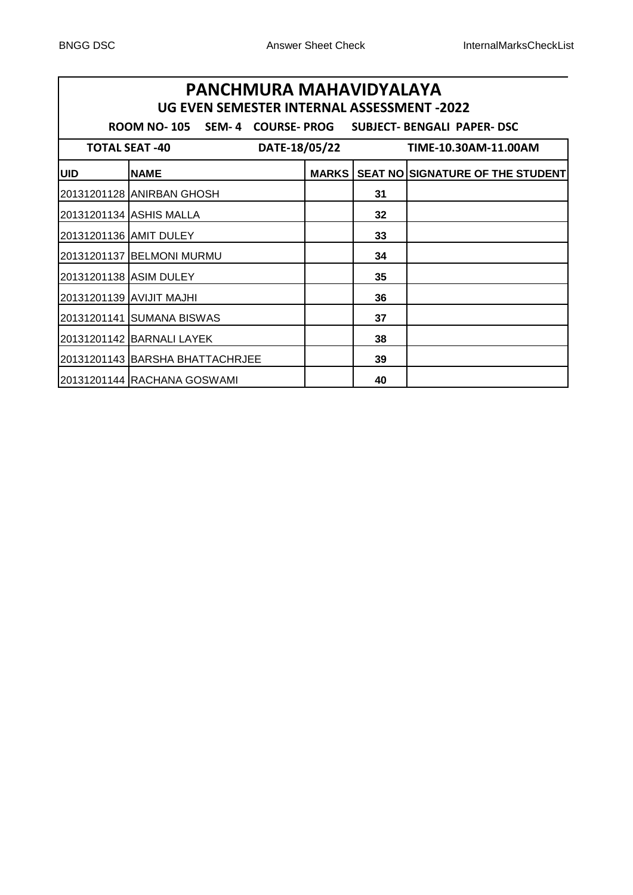# PANCHMURA MAHAVIDYALAYA

## UG EVEN SEMESTER INTERNAL ASSESSMENT -2022

**ROOM NO- 105 SEM- 4 COURSE- PROG SUBJECT- BENGALI PAPER- DSC**

**TOTAL SEAT -40 DATE-18/05/22 TIME-10.30AM-11.00AM**

| UID | NAME | MARKS | SEAT NO | SIGNATURE OF THE STUDENT |
|---|---|---|---|---|
| 20131201128 | ANIRBAN GHOSH | | 31 | |
| 20131201134 | ASHIS MALLA | | 32 | |
| 20131201136 | AMIT DULEY | | 33 | |
| 20131201137 | BELMONI MURMU | | 34 | |
| 20131201138 | ASIM DULEY | | 35 | |
| 20131201139 | AVIJIT MAJHI | | 36 | |
| 20131201141 | SUMANA BISWAS | | 37 | |
| 20131201142 | BARNALI LAYEK | | 38 | |
| 20131201143 | BARSHA BHATTACHRJEE | | 39 | |
| 20131201144 | RACHANA GOSWAMI | | 40 | |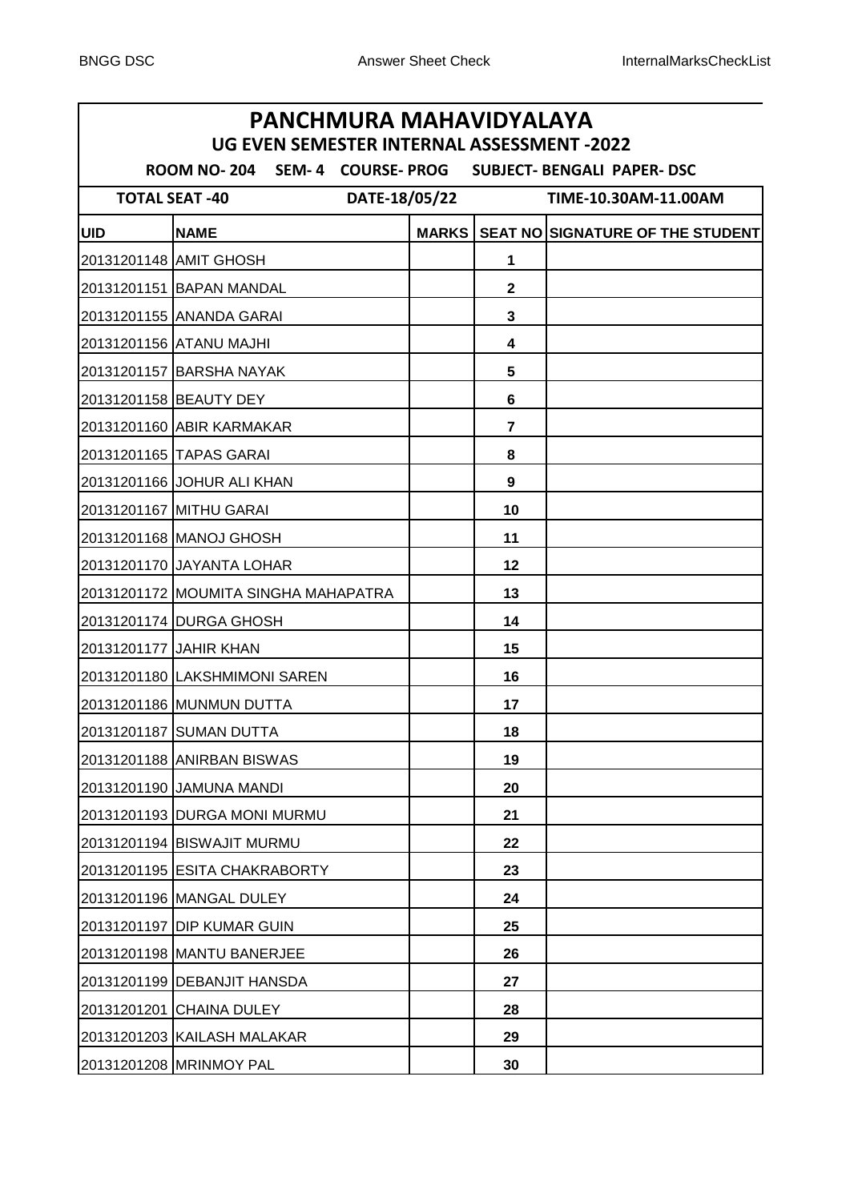# PANCHMURA MAHAVIDYALAYA

## UG EVEN SEMESTER INTERNAL ASSESSMENT -2022

**ROOM NO- 204 SEM- 4 COURSE- PROG SUBJECT- BENGALI PAPER- DSC**

**TOTAL SEAT -40 DATE-18/05/22 TIME-10.30AM-11.00AM**

| UID | NAME | MARKS | SEAT NO | SIGNATURE OF THE STUDENT |
|---|---|---|---|---|
| 20131201148 | AMIT GHOSH | | 1 | |
| 20131201151 | BAPAN MANDAL | | 2 | |
| 20131201155 | ANANDA GARAI | | 3 | |
| 20131201156 | ATANU MAJHI | | 4 | |
| 20131201157 | BARSHA NAYAK | | 5 | |
| 20131201158 | BEAUTY DEY | | 6 | |
| 20131201160 | ABIR KARMAKAR | | 7 | |
| 20131201165 | TAPAS GARAI | | 8 | |
| 20131201166 | JOHUR ALI KHAN | | 9 | |
| 20131201167 | MITHU GARAI | | 10 | |
| 20131201168 | MANOJ GHOSH | | 11 | |
| 20131201170 | JAYANTA LOHAR | | 12 | |
| 20131201172 | MOUMITA SINGHA MAHAPATRA | | 13 | |
| 20131201174 | DURGA GHOSH | | 14 | |
| 20131201177 | JAHIR KHAN | | 15 | |
| 20131201180 | LAKSHMIMONI SAREN | | 16 | |
| 20131201186 | MUNMUN DUTTA | | 17 | |
| 20131201187 | SUMAN DUTTA | | 18 | |
| 20131201188 | ANIRBAN BISWAS | | 19 | |
| 20131201190 | JAMUNA MANDI | | 20 | |
| 20131201193 | DURGA MONI MURMU | | 21 | |
| 20131201194 | BISWAJIT MURMU | | 22 | |
| 20131201195 | ESITA CHAKRABORTY | | 23 | |
| 20131201196 | MANGAL DULEY | | 24 | |
| 20131201197 | DIP KUMAR GUIN | | 25 | |
| 20131201198 | MANTU BANERJEE | | 26 | |
| 20131201199 | DEBANJIT HANSDA | | 27 | |
| 20131201201 | CHAINA DULEY | | 28 | |
| 20131201203 | KAILASH MALAKAR | | 29 | |
| 20131201208 | MRINMOY PAL | | 30 | |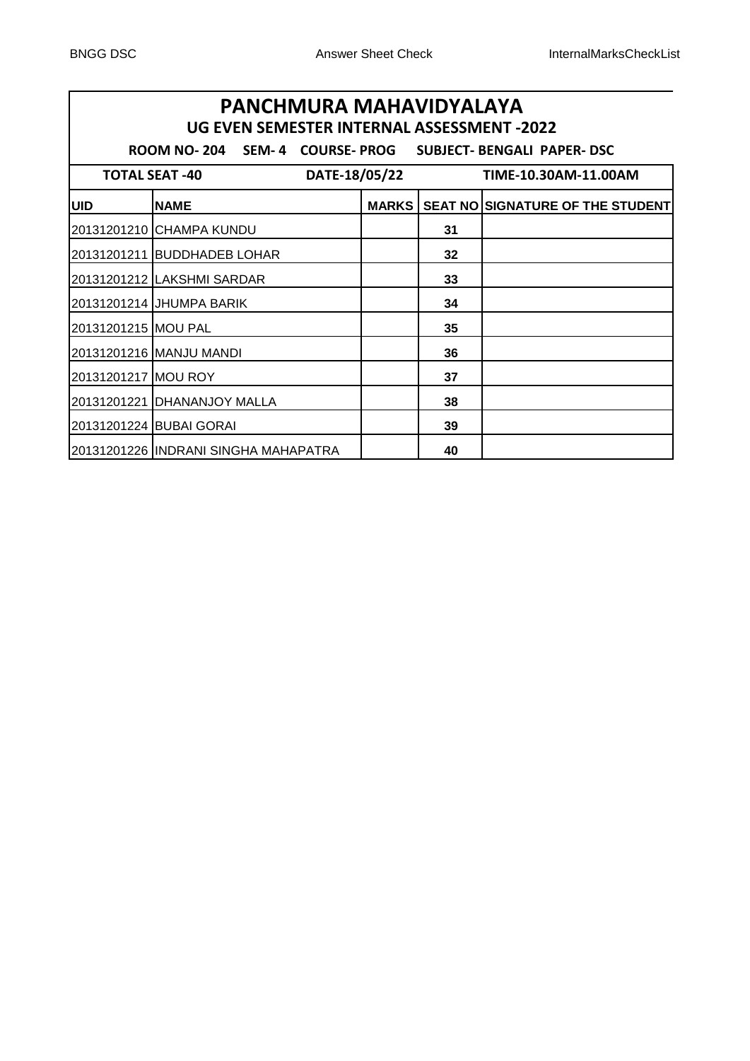# PANCHMURA MAHAVIDYALAYA

## UG EVEN SEMESTER INTERNAL ASSESSMENT -2022

**ROOM NO- 204 SEM- 4 COURSE- PROG SUBJECT- BENGALI PAPER- DSC**

**TOTAL SEAT -40 DATE-18/05/22 TIME-10.30AM-11.00AM**

| UID | NAME | MARKS | SEAT NO | SIGNATURE OF THE STUDENT |
|---|---|---|---|---|
| 20131201210 | CHAMPA KUNDU | | 31 | |
| 20131201211 | BUDDHADEB LOHAR | | 32 | |
| 20131201212 | LAKSHMI SARDAR | | 33 | |
| 20131201214 | JHUMPA BARIK | | 34 | |
| 20131201215 | MOU PAL | | 35 | |
| 20131201216 | MANJU MANDI | | 36 | |
| 20131201217 | MOU ROY | | 37 | |
| 20131201221 | DHANANJOY MALLA | | 38 | |
| 20131201224 | BUBAI GORAI | | 39 | |
| 20131201226 | INDRANI SINGHA MAHAPATRA | | 40 | |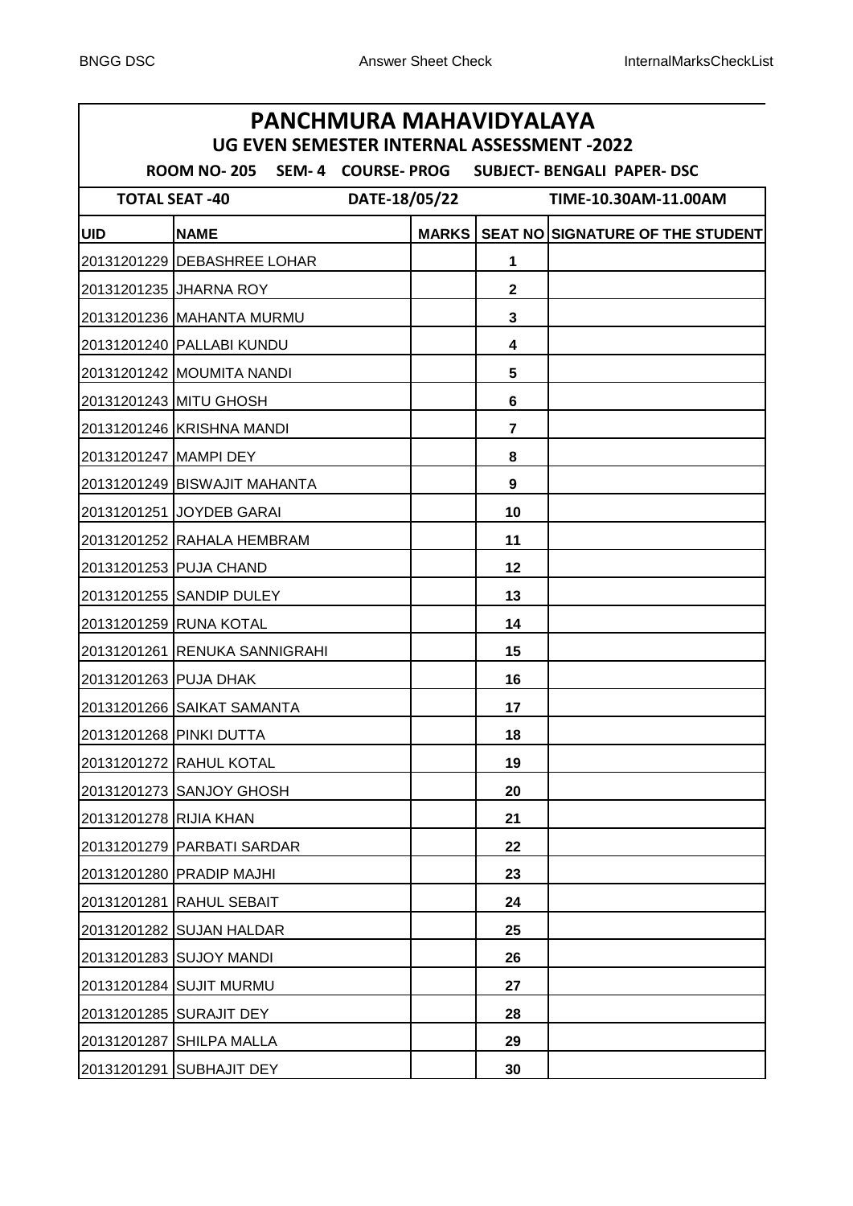# PANCHMURA MAHAVIDYALAYA

## UG EVEN SEMESTER INTERNAL ASSESSMENT -2022

**ROOM NO- 205 SEM- 4 COURSE- PROG SUBJECT- BENGALI PAPER- DSC**

**TOTAL SEAT -40 DATE-18/05/22 TIME-10.30AM-11.00AM**

| UID | NAME | MARKS | SEAT NO | SIGNATURE OF THE STUDENT |
|---|---|---|---|---|
| 20131201229 | DEBASHREE LOHAR | | 1 | |
| 20131201235 | JHARNA ROY | | 2 | |
| 20131201236 | MAHANTA MURMU | | 3 | |
| 20131201240 | PALLABI KUNDU | | 4 | |
| 20131201242 | MOUMITA NANDI | | 5 | |
| 20131201243 | MITU GHOSH | | 6 | |
| 20131201246 | KRISHNA MANDI | | 7 | |
| 20131201247 | MAMPI DEY | | 8 | |
| 20131201249 | BISWAJIT MAHANTA | | 9 | |
| 20131201251 | JOYDEB GARAI | | 10 | |
| 20131201252 | RAHALA HEMBRAM | | 11 | |
| 20131201253 | PUJA CHAND | | 12 | |
| 20131201255 | SANDIP DULEY | | 13 | |
| 20131201259 | RUNA KOTAL | | 14 | |
| 20131201261 | RENUKA SANNIGRAHI | | 15 | |
| 20131201263 | PUJA DHAK | | 16 | |
| 20131201266 | SAIKAT SAMANTA | | 17 | |
| 20131201268 | PINKI DUTTA | | 18 | |
| 20131201272 | RAHUL KOTAL | | 19 | |
| 20131201273 | SANJOY GHOSH | | 20 | |
| 20131201278 | RIJIA KHAN | | 21 | |
| 20131201279 | PARBATI SARDAR | | 22 | |
| 20131201280 | PRADIP MAJHI | | 23 | |
| 20131201281 | RAHUL SEBAIT | | 24 | |
| 20131201282 | SUJAN HALDAR | | 25 | |
| 20131201283 | SUJOY MANDI | | 26 | |
| 20131201284 | SUJIT MURMU | | 27 | |
| 20131201285 | SURAJIT DEY | | 28 | |
| 20131201287 | SHILPA MALLA | | 29 | |
| 20131201291 | SUBHAJIT DEY | | 30 | |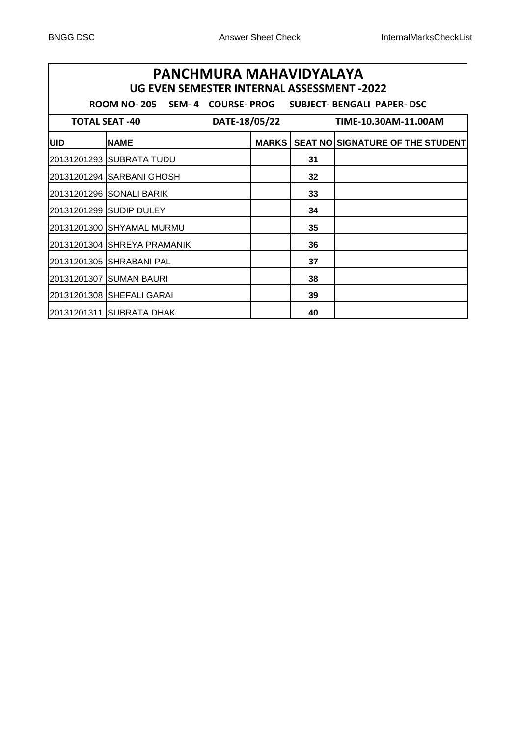# PANCHMURA MAHAVIDYALAYA

## UG EVEN SEMESTER INTERNAL ASSESSMENT -2022

**ROOM NO- 205 SEM- 4 COURSE- PROG SUBJECT- BENGALI PAPER- DSC**

**TOTAL SEAT -40 DATE-18/05/22 TIME-10.30AM-11.00AM**

| UID | NAME | MARKS | SEAT NO | SIGNATURE OF THE STUDENT |
|---|---|---|---|---|
| 20131201293 | SUBRATA TUDU | | 31 | |
| 20131201294 | SARBANI GHOSH | | 32 | |
| 20131201296 | SONALI BARIK | | 33 | |
| 20131201299 | SUDIP DULEY | | 34 | |
| 20131201300 | SHYAMAL MURMU | | 35 | |
| 20131201304 | SHREYA PRAMANIK | | 36 | |
| 20131201305 | SHRABANI PAL | | 37 | |
| 20131201307 | SUMAN BAURI | | 38 | |
| 20131201308 | SHEFALI GARAI | | 39 | |
| 20131201311 | SUBRATA DHAK | | 40 | |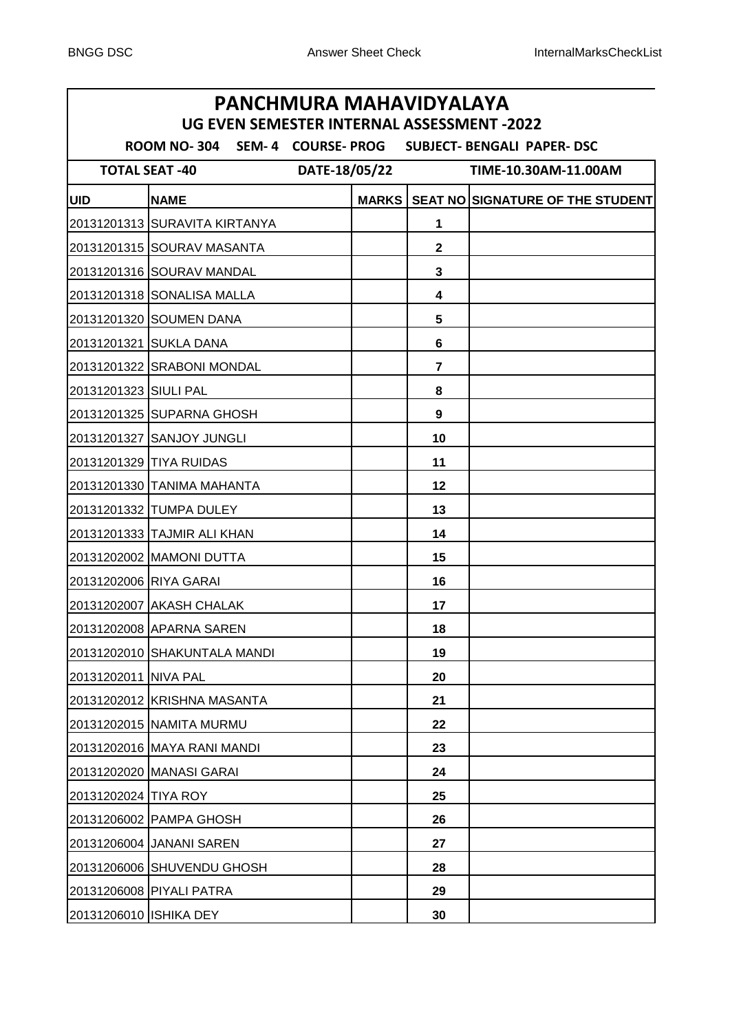# PANCHMURA MAHAVIDYALAYA

## UG EVEN SEMESTER INTERNAL ASSESSMENT -2022

**ROOM NO- 304 SEM- 4 COURSE- PROG SUBJECT- BENGALI PAPER- DSC**

**TOTAL SEAT -40 DATE-18/05/22 TIME-10.30AM-11.00AM**

| UID | NAME | MARKS | SEAT NO | SIGNATURE OF THE STUDENT |
|---|---|---|---|---|
| 20131201313 | SURAVITA KIRTANYA | | 1 | |
| 20131201315 | SOURAV MASANTA | | 2 | |
| 20131201316 | SOURAV MANDAL | | 3 | |
| 20131201318 | SONALISA MALLA | | 4 | |
| 20131201320 | SOUMEN DANA | | 5 | |
| 20131201321 | SUKLA DANA | | 6 | |
| 20131201322 | SRABONI MONDAL | | 7 | |
| 20131201323 | SIULI PAL | | 8 | |
| 20131201325 | SUPARNA GHOSH | | 9 | |
| 20131201327 | SANJOY JUNGLI | | 10 | |
| 20131201329 | TIYA RUIDAS | | 11 | |
| 20131201330 | TANIMA MAHANTA | | 12 | |
| 20131201332 | TUMPA DULEY | | 13 | |
| 20131201333 | TAJMIR ALI KHAN | | 14 | |
| 20131202002 | MAMONI DUTTA | | 15 | |
| 20131202006 | RIYA GARAI | | 16 | |
| 20131202007 | AKASH CHALAK | | 17 | |
| 20131202008 | APARNA SAREN | | 18 | |
| 20131202010 | SHAKUNTALA MANDI | | 19 | |
| 20131202011 | NIVA PAL | | 20 | |
| 20131202012 | KRISHNA MASANTA | | 21 | |
| 20131202015 | NAMITA MURMU | | 22 | |
| 20131202016 | MAYA RANI MANDI | | 23 | |
| 20131202020 | MANASI GARAI | | 24 | |
| 20131202024 | TIYA ROY | | 25 | |
| 20131206002 | PAMPA GHOSH | | 26 | |
| 20131206004 | JANANI SAREN | | 27 | |
| 20131206006 | SHUVENDU GHOSH | | 28 | |
| 20131206008 | PIYALI PATRA | | 29 | |
| 20131206010 | ISHIKA DEY | | 30 | |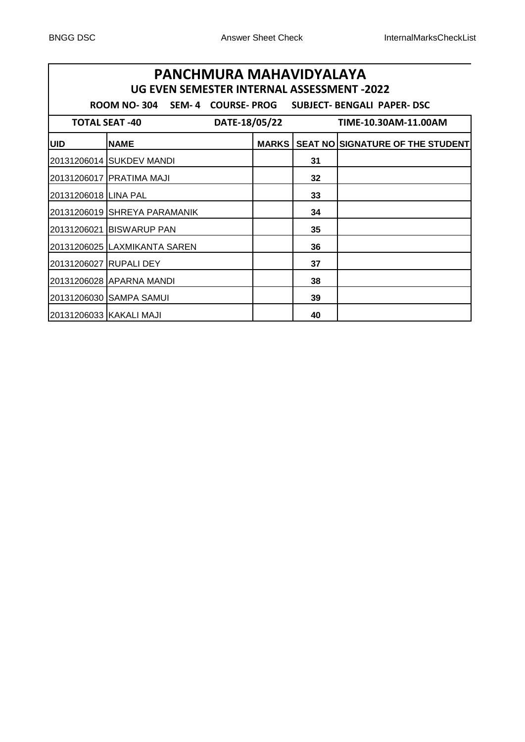# PANCHMURA MAHAVIDYALAYA

## UG EVEN SEMESTER INTERNAL ASSESSMENT -2022

**ROOM NO- 304 SEM- 4 COURSE- PROG SUBJECT- BENGALI PAPER- DSC**

**TOTAL SEAT -40 DATE-18/05/22 TIME-10.30AM-11.00AM**

| UID | NAME | MARKS | SEAT NO | SIGNATURE OF THE STUDENT |
|---|---|---|---|---|
| 20131206014 | SUKDEV MANDI | | 31 | |
| 20131206017 | PRATIMA MAJI | | 32 | |
| 20131206018 | LINA PAL | | 33 | |
| 20131206019 | SHREYA PARAMANIK | | 34 | |
| 20131206021 | BISWARUP PAN | | 35 | |
| 20131206025 | LAXMIKANTA SAREN | | 36 | |
| 20131206027 | RUPALI DEY | | 37 | |
| 20131206028 | APARNA MANDI | | 38 | |
| 20131206030 | SAMPA SAMUI | | 39 | |
| 20131206033 | KAKALI MAJI | | 40 | |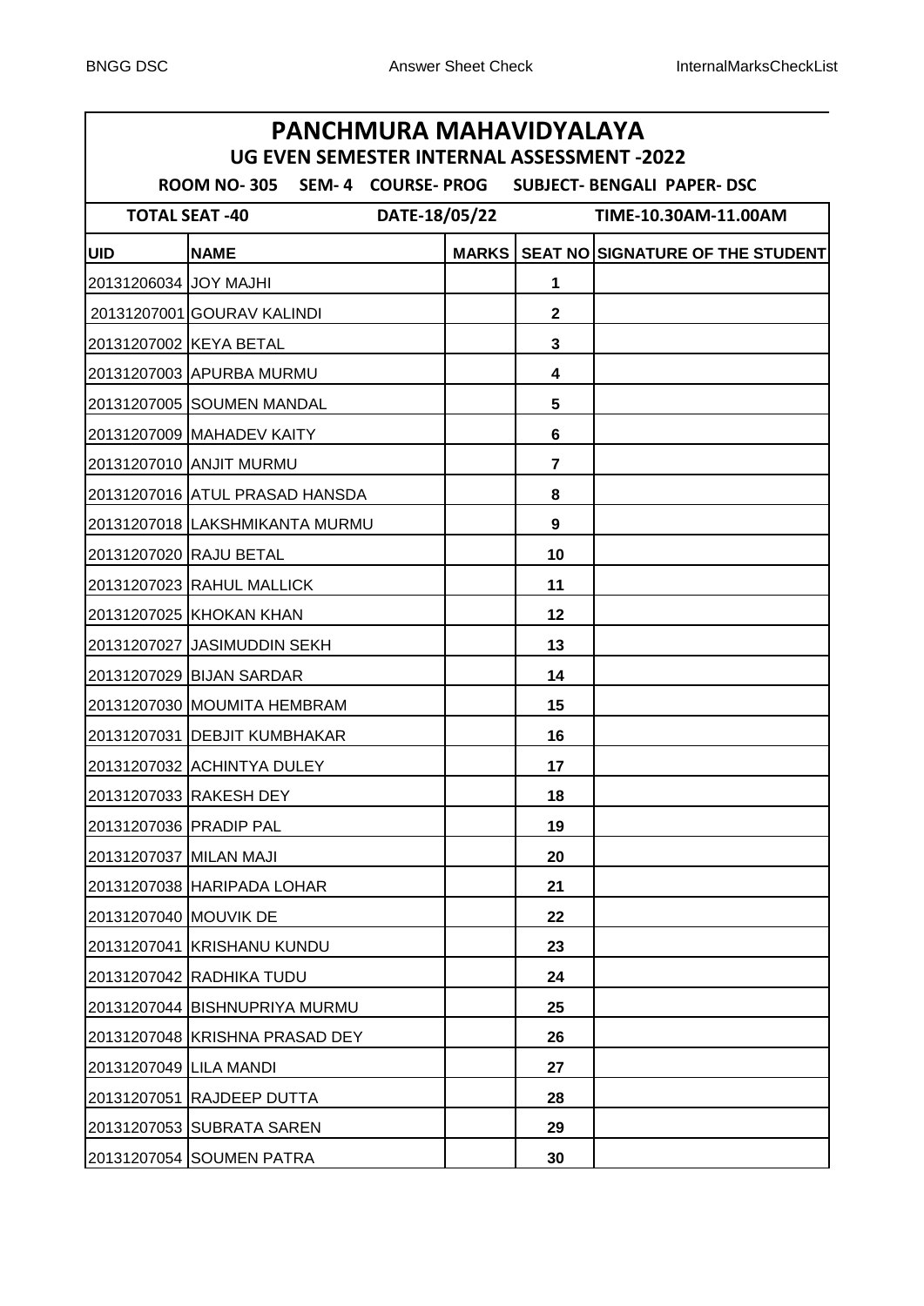# PANCHMURA MAHAVIDYALAYA

## UG EVEN SEMESTER INTERNAL ASSESSMENT -2022

**ROOM NO- 305 SEM- 4 COURSE- PROG SUBJECT- BENGALI PAPER- DSC**

**TOTAL SEAT -40 DATE-18/05/22 TIME-10.30AM-11.00AM**

| UID | NAME | MARKS | SEAT NO | SIGNATURE OF THE STUDENT |
|---|---|---|---|---|
| 20131206034 | JOY MAJHI | | 1 | |
| 20131207001 | GOURAV KALINDI | | 2 | |
| 20131207002 | KEYA BETAL | | 3 | |
| 20131207003 | APURBA MURMU | | 4 | |
| 20131207005 | SOUMEN MANDAL | | 5 | |
| 20131207009 | MAHADEV KAITY | | 6 | |
| 20131207010 | ANJIT MURMU | | 7 | |
| 20131207016 | ATUL PRASAD HANSDA | | 8 | |
| 20131207018 | LAKSHMIKANTA MURMU | | 9 | |
| 20131207020 | RAJU BETAL | | 10 | |
| 20131207023 | RAHUL MALLICK | | 11 | |
| 20131207025 | KHOKAN KHAN | | 12 | |
| 20131207027 | JASIMUDDIN SEKH | | 13 | |
| 20131207029 | BIJAN SARDAR | | 14 | |
| 20131207030 | MOUMITA HEMBRAM | | 15 | |
| 20131207031 | DEBJIT KUMBHAKAR | | 16 | |
| 20131207032 | ACHINTYA DULEY | | 17 | |
| 20131207033 | RAKESH DEY | | 18 | |
| 20131207036 | PRADIP PAL | | 19 | |
| 20131207037 | MILAN MAJI | | 20 | |
| 20131207038 | HARIPADA LOHAR | | 21 | |
| 20131207040 | MOUVIK DE | | 22 | |
| 20131207041 | KRISHANU KUNDU | | 23 | |
| 20131207042 | RADHIKA TUDU | | 24 | |
| 20131207044 | BISHNUPRIYA MURMU | | 25 | |
| 20131207048 | KRISHNA PRASAD DEY | | 26 | |
| 20131207049 | LILA MANDI | | 27 | |
| 20131207051 | RAJDEEP DUTTA | | 28 | |
| 20131207053 | SUBRATA SAREN | | 29 | |
| 20131207054 | SOUMEN PATRA | | 30 | |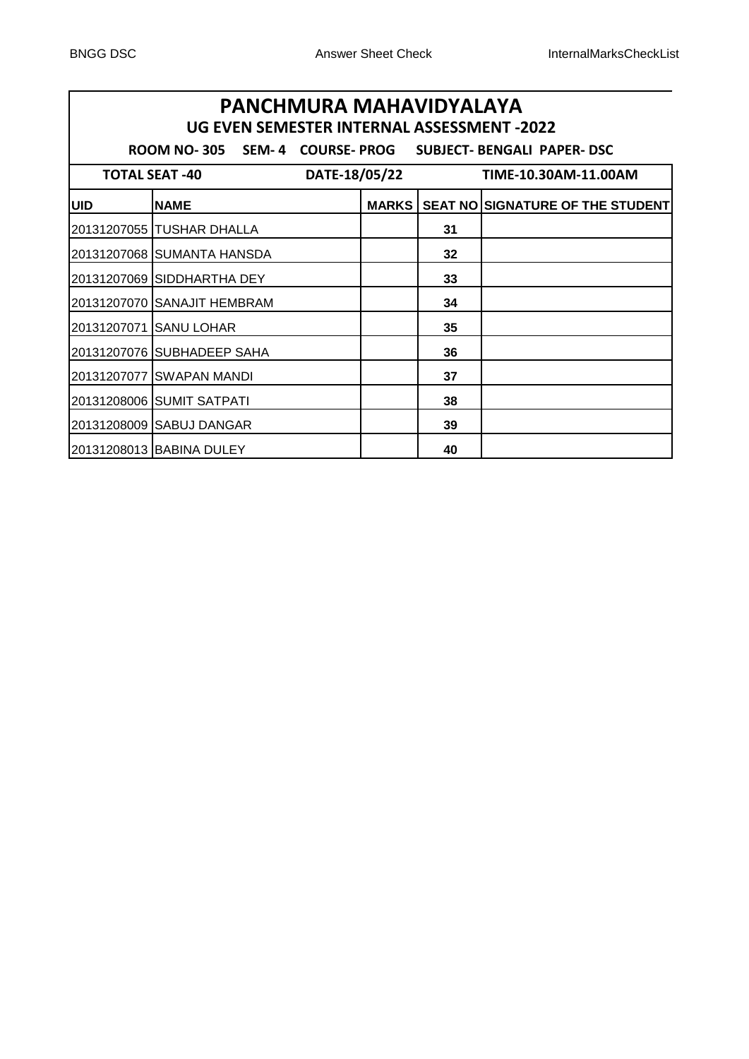# PANCHMURA MAHAVIDYALAYA

## UG EVEN SEMESTER INTERNAL ASSESSMENT -2022

**ROOM NO- 305 SEM- 4 COURSE- PROG SUBJECT- BENGALI PAPER- DSC**

**TOTAL SEAT -40 DATE-18/05/22 TIME-10.30AM-11.00AM**

| UID | NAME | MARKS | SEAT NO | SIGNATURE OF THE STUDENT |
|---|---|---|---|---|
| 20131207055 | TUSHAR DHALLA | | 31 | |
| 20131207068 | SUMANTA HANSDA | | 32 | |
| 20131207069 | SIDDHARTHA DEY | | 33 | |
| 20131207070 | SANAJIT HEMBRAM | | 34 | |
| 20131207071 | SANU LOHAR | | 35 | |
| 20131207076 | SUBHADEEP SAHA | | 36 | |
| 20131207077 | SWAPAN MANDI | | 37 | |
| 20131208006 | SUMIT SATPATI | | 38 | |
| 20131208009 | SABUJ DANGAR | | 39 | |
| 20131208013 | BABINA DULEY | | 40 | |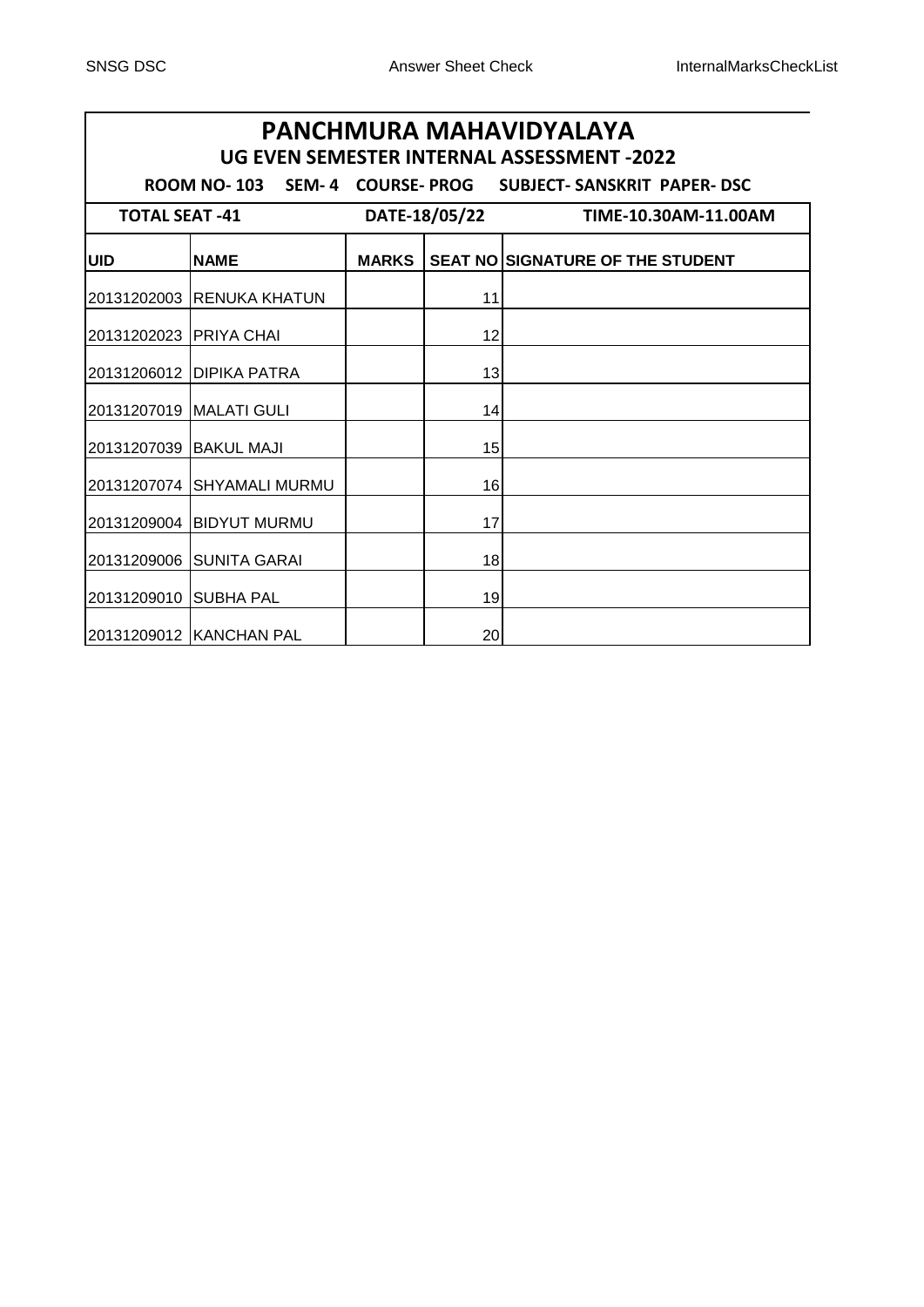# PANCHMURA MAHAVIDYALAYA

## UG EVEN SEMESTER INTERNAL ASSESSMENT -2022

**ROOM NO- 103 SEM- 4 COURSE- PROG SUBJECT- SANSKRIT PAPER- DSC**

**TOTAL SEAT -41 DATE-18/05/22 TIME-10.30AM-11.00AM**

| UID | NAME | MARKS | SEAT NO | SIGNATURE OF THE STUDENT |
|---|---|---|---|---|
| 20131202003 | RENUKA KHATUN | | 11 | |
| 20131202023 | PRIYA CHAI | | 12 | |
| 20131206012 | DIPIKA PATRA | | 13 | |
| 20131207019 | MALATI GULI | | 14 | |
| 20131207039 | BAKUL MAJI | | 15 | |
| 20131207074 | SHYAMALI MURMU | | 16 | |
| 20131209004 | BIDYUT MURMU | | 17 | |
| 20131209006 | SUNITA GARAI | | 18 | |
| 20131209010 | SUBHA PAL | | 19 | |
| 20131209012 | KANCHAN PAL | | 20 | |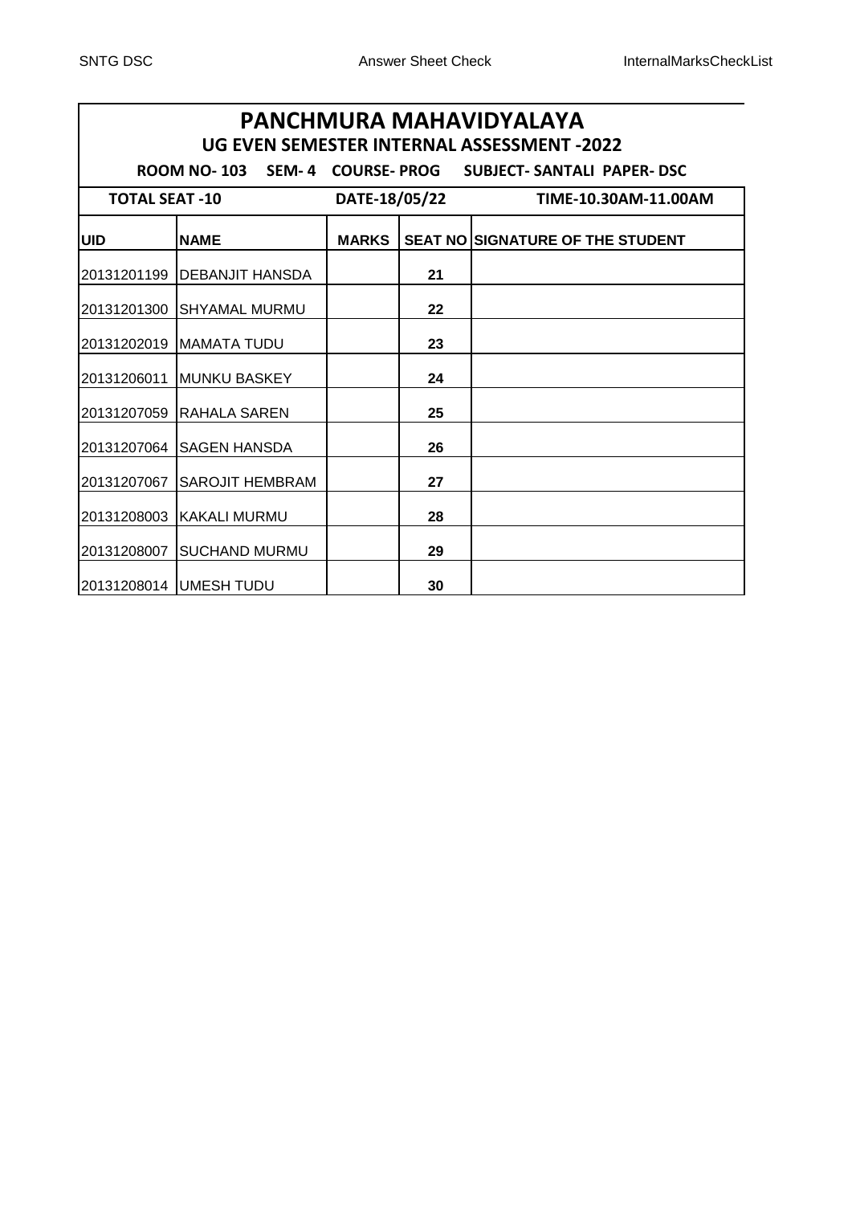# PANCHMURA MAHAVIDYALAYA

## UG EVEN SEMESTER INTERNAL ASSESSMENT -2022

**ROOM NO- 103 SEM- 4 COURSE- PROG SUBJECT- SANTALI PAPER- DSC**

**TOTAL SEAT -10 DATE-18/05/22 TIME-10.30AM-11.00AM**

| UID | NAME | MARKS | SEAT NO | SIGNATURE OF THE STUDENT |
|---|---|---|---|---|
| 20131201199 | DEBANJIT HANSDA | | 21 | |
| 20131201300 | SHYAMAL MURMU | | 22 | |
| 20131202019 | MAMATA TUDU | | 23 | |
| 20131206011 | MUNKU BASKEY | | 24 | |
| 20131207059 | RAHALA SAREN | | 25 | |
| 20131207064 | SAGEN HANSDA | | 26 | |
| 20131207067 | SAROJIT HEMBRAM | | 27 | |
| 20131208003 | KAKALI MURMU | | 28 | |
| 20131208007 | SUCHAND MURMU | | 29 | |
| 20131208014 | UMESH TUDU | | 30 | |